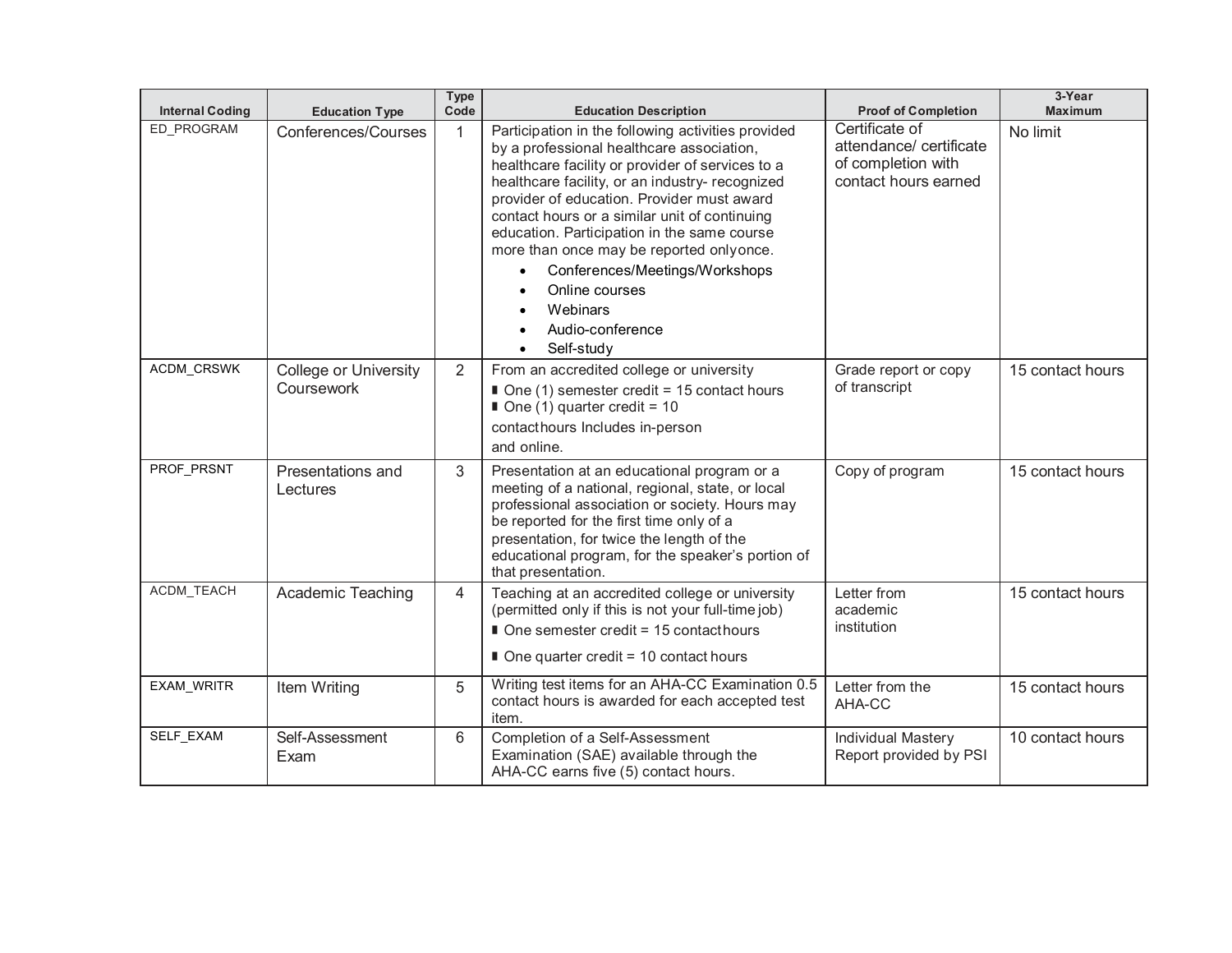| Internal Coding | Education Type | Type Code | Education Description | Proof of Completion | 3-Year Maximum |
|---|---|---|---|---|---|
| ED_PROGRAM | Conferences/Courses | 1 | Participation in the following activities provided by a professional healthcare association, healthcare facility or provider of services to a healthcare facility, or an industry- recognized provider of education. Provider must award contact hours or a similar unit of continuing education. Participation in the same course more than once may be reported onlyonce.<br>• Conferences/Meetings/Workshops<br>• Online courses<br>• Webinars<br>• Audio-conference<br>• Self-study | Certificate of attendance/ certificate of completion with contact hours earned | No limit |
| ACDM_CRSWK | College or University Coursework | 2 | From an accredited college or university<br>▮ One (1) semester credit = 15 contact hours<br>▮ One (1) quarter credit = 10 contacthours Includes in-person and online. | Grade report or copy of transcript | 15 contact hours |
| PROF_PRSNT | Presentations and Lectures | 3 | Presentation at an educational program or a meeting of a national, regional, state, or local professional association or society. Hours may be reported for the first time only of a presentation, for twice the length of the educational program, for the speaker's portion of that presentation. | Copy of program | 15 contact hours |
| ACDM_TEACH | Academic Teaching | 4 | Teaching at an accredited college or university (permitted only if this is not your full-time job)<br>▮ One semester credit = 15 contacthours<br>▮ One quarter credit = 10 contact hours | Letter from academic institution | 15 contact hours |
| EXAM_WRITR | Item Writing | 5 | Writing test items for an AHA-CC Examination 0.5 contact hours is awarded for each accepted test item. | Letter from the AHA-CC | 15 contact hours |
| SELF_EXAM | Self-Assessment Exam | 6 | Completion of a Self-Assessment Examination (SAE) available through the AHA-CC earns five (5) contact hours. | Individual Mastery Report provided by PSI | 10 contact hours |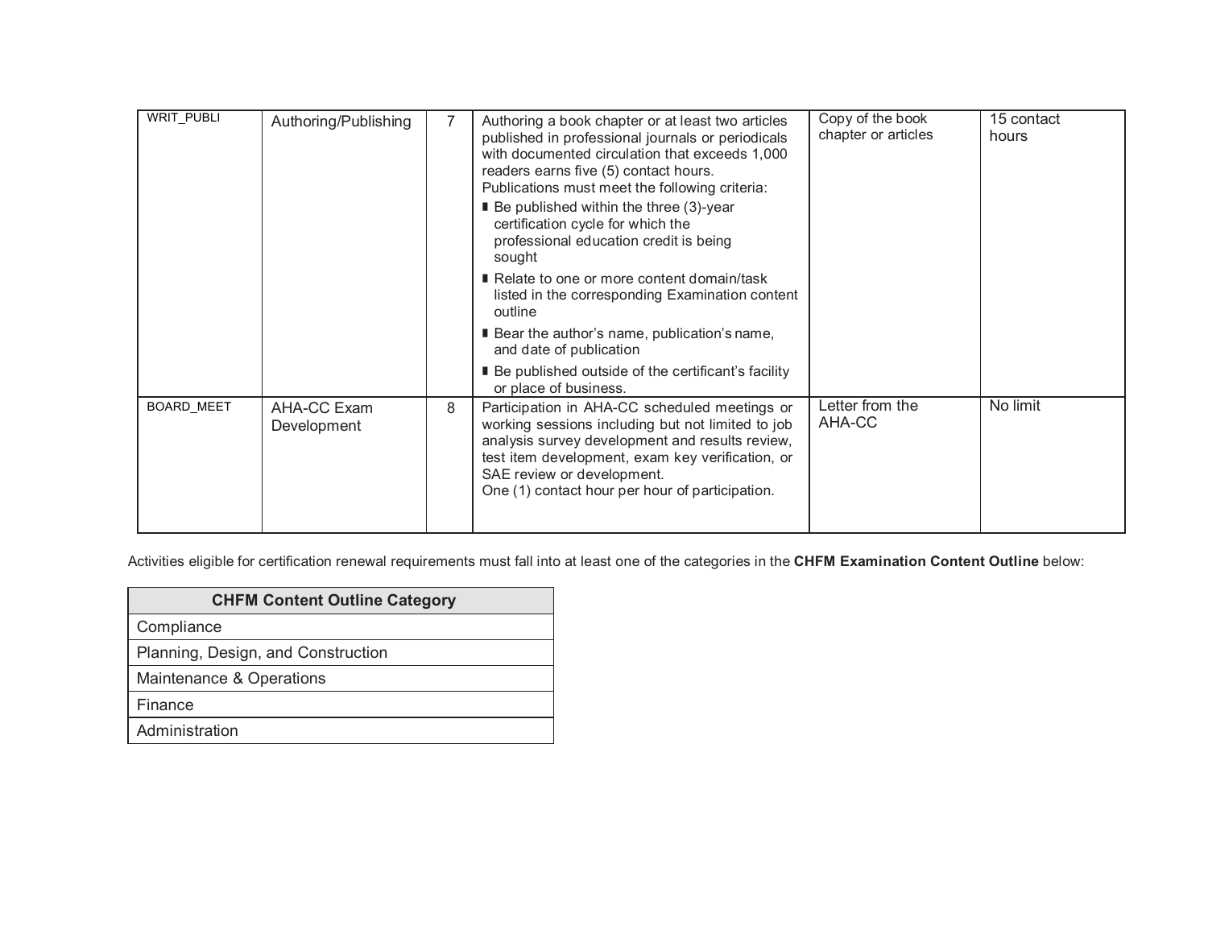| | | | | | |
|---|---|---|---|---|---|
| WRIT_PUBLI | Authoring/Publishing | 7 | Authoring a book chapter or at least two articles published in professional journals or periodicals with documented circulation that exceeds 1,000 readers earns five (5) contact hours.<br>Publications must meet the following criteria:<br>▪ Be published within the three (3)-year certification cycle for which the professional education credit is being sought<br>▪ Relate to one or more content domain/task listed in the corresponding Examination content outline<br>▪ Bear the author's name, publication's name, and date of publication<br>▪ Be published outside of the certificant's facility or place of business. | Copy of the book chapter or articles | 15 contact hours |
| BOARD_MEET | AHA-CC Exam Development | 8 | Participation in AHA-CC scheduled meetings or working sessions including but not limited to job analysis survey development and results review, test item development, exam key verification, or SAE review or development.<br>One (1) contact hour per hour of participation. | Letter from the AHA-CC | No limit |

Activities eligible for certification renewal requirements must fall into at least one of the categories in the **CHFM Examination Content Outline** below:

| CHFM Content Outline Category |
|---|
| Compliance |
| Planning, Design, and Construction |
| Maintenance & Operations |
| Finance |
| Administration |